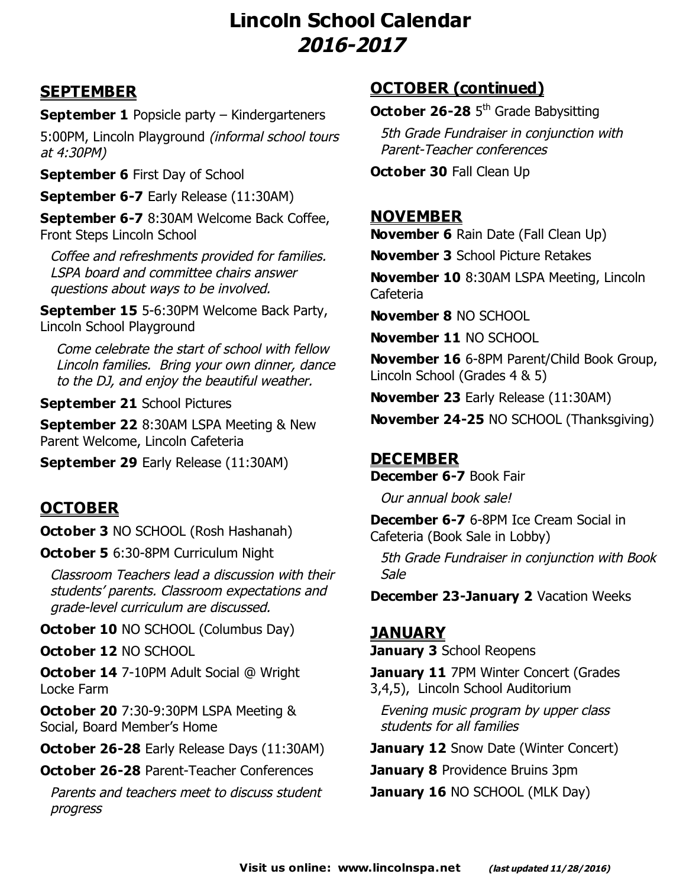# Lincoln School Calendar
# *2016-2017*

## SEPTEMBER

**September 1** Popsicle party – Kindergarteners

5:00PM, Lincoln Playground *(informal school tours at 4:30PM)*

**September 6** First Day of School

**September 6-7** Early Release (11:30AM)

**September 6-7** 8:30AM Welcome Back Coffee, Front Steps Lincoln School

*Coffee and refreshments provided for families. LSPA board and committee chairs answer questions about ways to be involved.*

**September 15** 5-6:30PM Welcome Back Party, Lincoln School Playground

*Come celebrate the start of school with fellow Lincoln families. Bring your own dinner, dance to the DJ, and enjoy the beautiful weather.*

**September 21** School Pictures

**September 22** 8:30AM LSPA Meeting & New Parent Welcome, Lincoln Cafeteria

**September 29** Early Release (11:30AM)

## OCTOBER

**October 3** NO SCHOOL (Rosh Hashanah)

**October 5** 6:30-8PM Curriculum Night

*Classroom Teachers lead a discussion with their students' parents. Classroom expectations and grade-level curriculum are discussed.*

**October 10** NO SCHOOL (Columbus Day)

**October 12** NO SCHOOL

**October 14** 7-10PM Adult Social @ Wright Locke Farm

**October 20** 7:30-9:30PM LSPA Meeting & Social, Board Member's Home

**October 26-28** Early Release Days (11:30AM)

**October 26-28** Parent-Teacher Conferences

*Parents and teachers meet to discuss student progress*

## OCTOBER (continued)

**October 26-28** 5th Grade Babysitting

*5th Grade Fundraiser in conjunction with Parent-Teacher conferences*

**October 30** Fall Clean Up

## NOVEMBER

**November 6** Rain Date (Fall Clean Up)

**November 3** School Picture Retakes

**November 10** 8:30AM LSPA Meeting, Lincoln Cafeteria

**November 8** NO SCHOOL

**November 11** NO SCHOOL

**November 16** 6-8PM Parent/Child Book Group, Lincoln School (Grades 4 & 5)

**November 23** Early Release (11:30AM)

**November 24-25** NO SCHOOL (Thanksgiving)

## DECEMBER

**December 6-7** Book Fair

*Our annual book sale!*

**December 6-7** 6-8PM Ice Cream Social in Cafeteria (Book Sale in Lobby)

*5th Grade Fundraiser in conjunction with Book Sale*

**December 23-January 2** Vacation Weeks

## JANUARY

**January 3** School Reopens

**January 11** 7PM Winter Concert (Grades 3,4,5), Lincoln School Auditorium

*Evening music program by upper class students for all families*

**January 12** Snow Date (Winter Concert)

**January 8** Providence Bruins 3pm

**January 16** NO SCHOOL (MLK Day)

**Visit us online: www.lincolnspa.net** ***(last updated 11/28/2016)***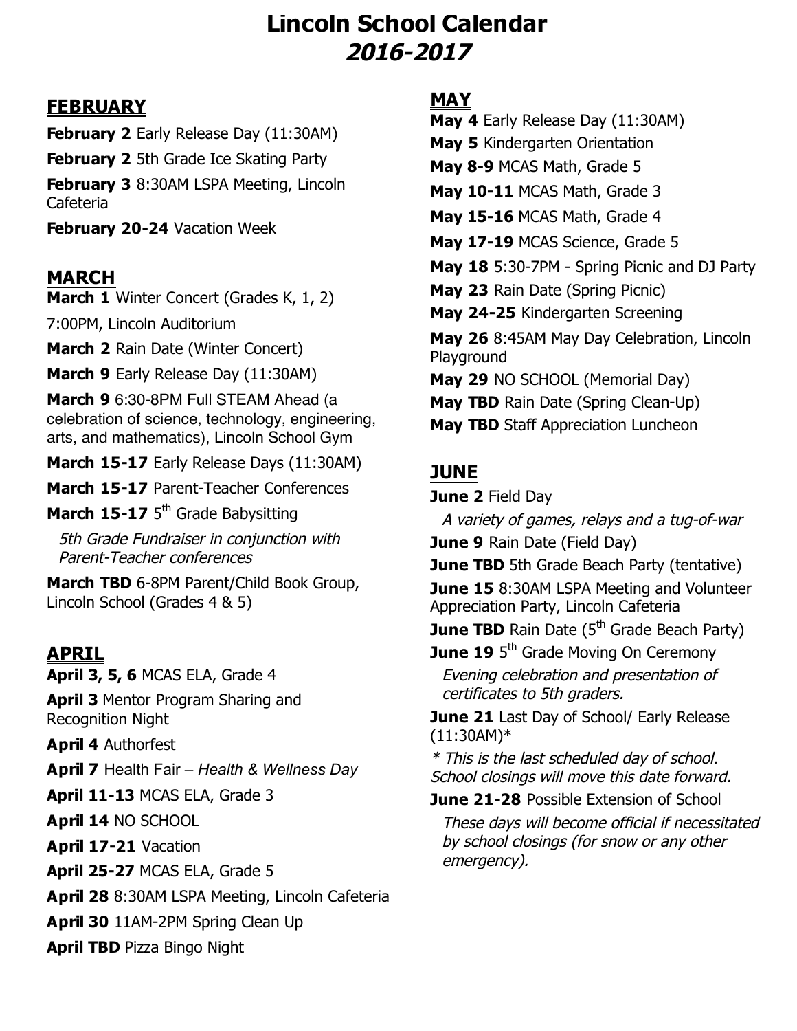# Lincoln School Calendar
## *2016-2017*

## FEBRUARY

**February 2** Early Release Day (11:30AM)

**February 2** 5th Grade Ice Skating Party

**February 3** 8:30AM LSPA Meeting, Lincoln Cafeteria

**February 20-24** Vacation Week

## MARCH

**March 1** Winter Concert (Grades K, 1, 2)

7:00PM, Lincoln Auditorium

**March 2** Rain Date (Winter Concert)

**March 9** Early Release Day (11:30AM)

**March 9** 6:30-8PM Full STEAM Ahead (a celebration of science, technology, engineering, arts, and mathematics), Lincoln School Gym

**March 15-17** Early Release Days (11:30AM)

**March 15-17** Parent-Teacher Conferences

**March 15-17** 5th Grade Babysitting

*5th Grade Fundraiser in conjunction with Parent-Teacher conferences*

**March TBD** 6-8PM Parent/Child Book Group, Lincoln School (Grades 4 & 5)

## APRIL

**April 3, 5, 6** MCAS ELA, Grade 4

**April 3** Mentor Program Sharing and Recognition Night

**April 4** Authorfest

**April 7** Health Fair – *Health & Wellness Day*

**April 11-13** MCAS ELA, Grade 3

**April 14** NO SCHOOL

**April 17-21** Vacation

**April 25-27** MCAS ELA, Grade 5

**April 28** 8:30AM LSPA Meeting, Lincoln Cafeteria

**April 30** 11AM-2PM Spring Clean Up

**April TBD** Pizza Bingo Night

## MAY

**May 4** Early Release Day (11:30AM)

**May 5** Kindergarten Orientation

**May 8-9** MCAS Math, Grade 5

**May 10-11** MCAS Math, Grade 3

**May 15-16** MCAS Math, Grade 4

**May 17-19** MCAS Science, Grade 5

**May 18** 5:30-7PM - Spring Picnic and DJ Party

**May 23** Rain Date (Spring Picnic)

**May 24-25** Kindergarten Screening

**May 26** 8:45AM May Day Celebration, Lincoln Playground

**May 29** NO SCHOOL (Memorial Day)

**May TBD** Rain Date (Spring Clean-Up)

**May TBD** Staff Appreciation Luncheon

## JUNE

**June 2** Field Day

*A variety of games, relays and a tug-of-war*

**June 9** Rain Date (Field Day)

**June TBD** 5th Grade Beach Party (tentative)

**June 15** 8:30AM LSPA Meeting and Volunteer Appreciation Party, Lincoln Cafeteria

**June TBD** Rain Date (5th Grade Beach Party)

**June 19** 5th Grade Moving On Ceremony

*Evening celebration and presentation of certificates to 5th graders.*

**June 21** Last Day of School/ Early Release (11:30AM)*

*\* This is the last scheduled day of school. School closings will move this date forward.*

**June 21-28** Possible Extension of School

*These days will become official if necessitated by school closings (for snow or any other emergency).*